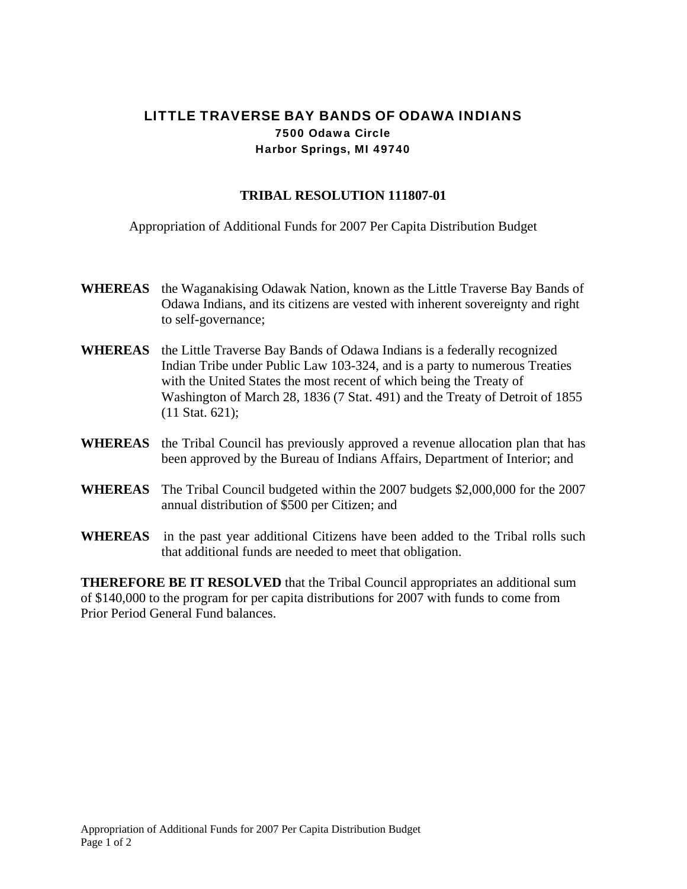# LITTLE TRAVERSE BAY BANDS OF ODAWA INDIANS

**7500 Odawa Circle**
**Harbor Springs, MI 49740**

## TRIBAL RESOLUTION 111807-01

Appropriation of Additional Funds for 2007 Per Capita Distribution Budget

**WHEREAS** the Waganakising Odawak Nation, known as the Little Traverse Bay Bands of Odawa Indians, and its citizens are vested with inherent sovereignty and right to self-governance;

**WHEREAS** the Little Traverse Bay Bands of Odawa Indians is a federally recognized Indian Tribe under Public Law 103-324, and is a party to numerous Treaties with the United States the most recent of which being the Treaty of Washington of March 28, 1836 (7 Stat. 491) and the Treaty of Detroit of 1855 (11 Stat. 621);

**WHEREAS** the Tribal Council has previously approved a revenue allocation plan that has been approved by the Bureau of Indians Affairs, Department of Interior; and

**WHEREAS** The Tribal Council budgeted within the 2007 budgets $2,000,000 for the 2007 annual distribution of $500 per Citizen; and

**WHEREAS** in the past year additional Citizens have been added to the Tribal rolls such that additional funds are needed to meet that obligation.

**THEREFORE BE IT RESOLVED** that the Tribal Council appropriates an additional sum of $140,000 to the program for per capita distributions for 2007 with funds to come from Prior Period General Fund balances.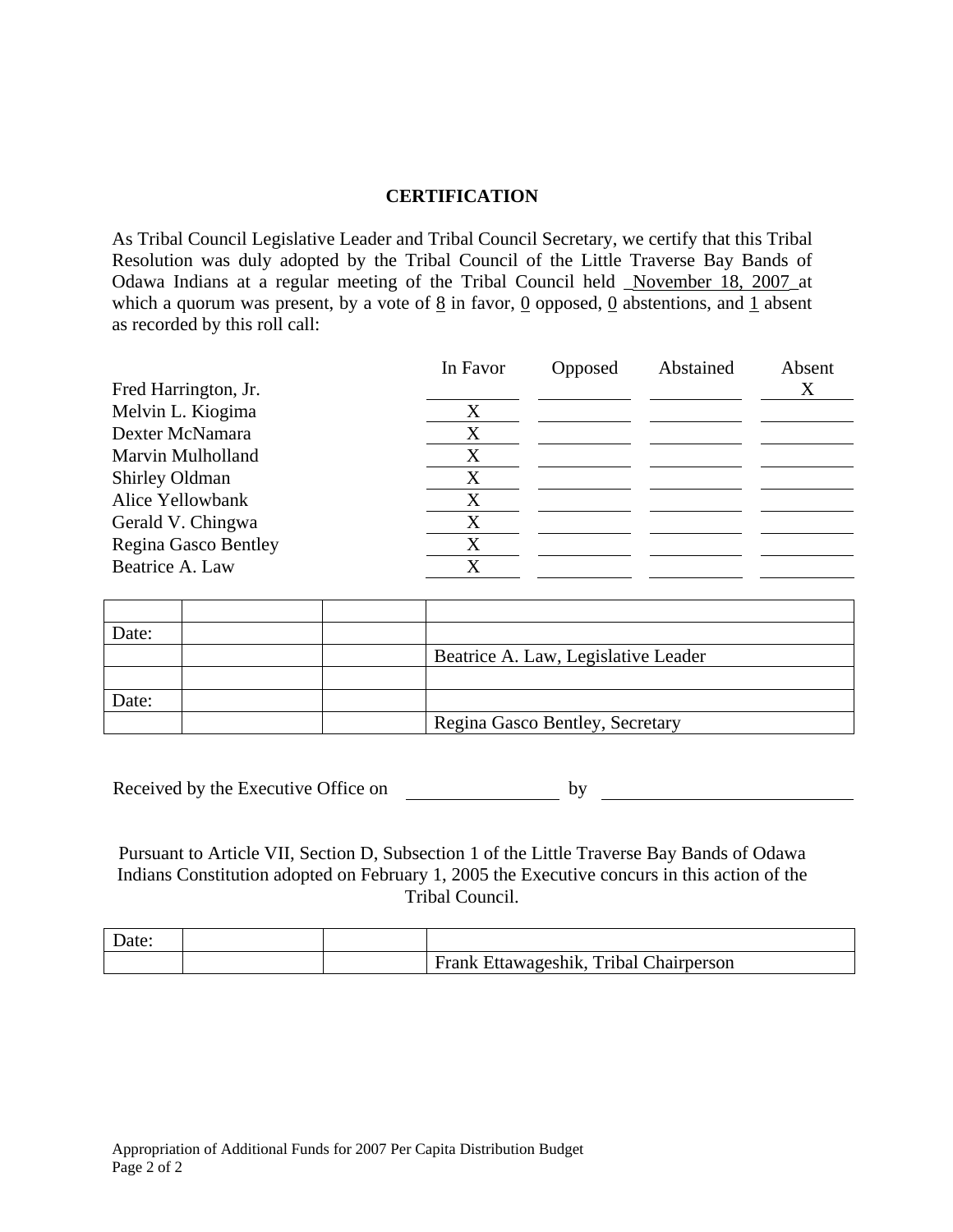## CERTIFICATION

As Tribal Council Legislative Leader and Tribal Council Secretary, we certify that this Tribal Resolution was duly adopted by the Tribal Council of the Little Traverse Bay Bands of Odawa Indians at a regular meeting of the Tribal Council held November 18, 2007 at which a quorum was present, by a vote of 8 in favor, 0 opposed, 0 abstentions, and 1 absent as recorded by this roll call:

| | In Favor | Opposed | Abstained | Absent |
|---|---|---|---|---|
| Fred Harrington, Jr. | | | | X |
| Melvin L. Kiogima | X | | | |
| Dexter McNamara | X | | | |
| Marvin Mulholland | X | | | |
| Shirley Oldman | X | | | |
| Alice Yellowbank | X | | | |
| Gerald V. Chingwa | X | | | |
| Regina Gasco Bentley | X | | | |
| Beatrice A. Law | X | | | |

| | | | |
|---|---|---|---|
| | | | |
| Date: | | | |
| | | | Beatrice A. Law, Legislative Leader |
| | | | |
| Date: | | | |
| | | | Regina Gasco Bentley, Secretary |

Received by the Executive Office on \_\_\_\_\_\_\_\_\_\_\_\_\_\_\_\_ by \_\_\_\_\_\_\_\_\_\_\_\_\_\_\_\_\_\_\_\_\_\_\_\_

Pursuant to Article VII, Section D, Subsection 1 of the Little Traverse Bay Bands of Odawa Indians Constitution adopted on February 1, 2005 the Executive concurs in this action of the Tribal Council.

| | | | |
|---|---|---|---|
| Date: | | | |
| | | | Frank Ettawageshik, Tribal Chairperson |

Appropriation of Additional Funds for 2007 Per Capita Distribution Budget